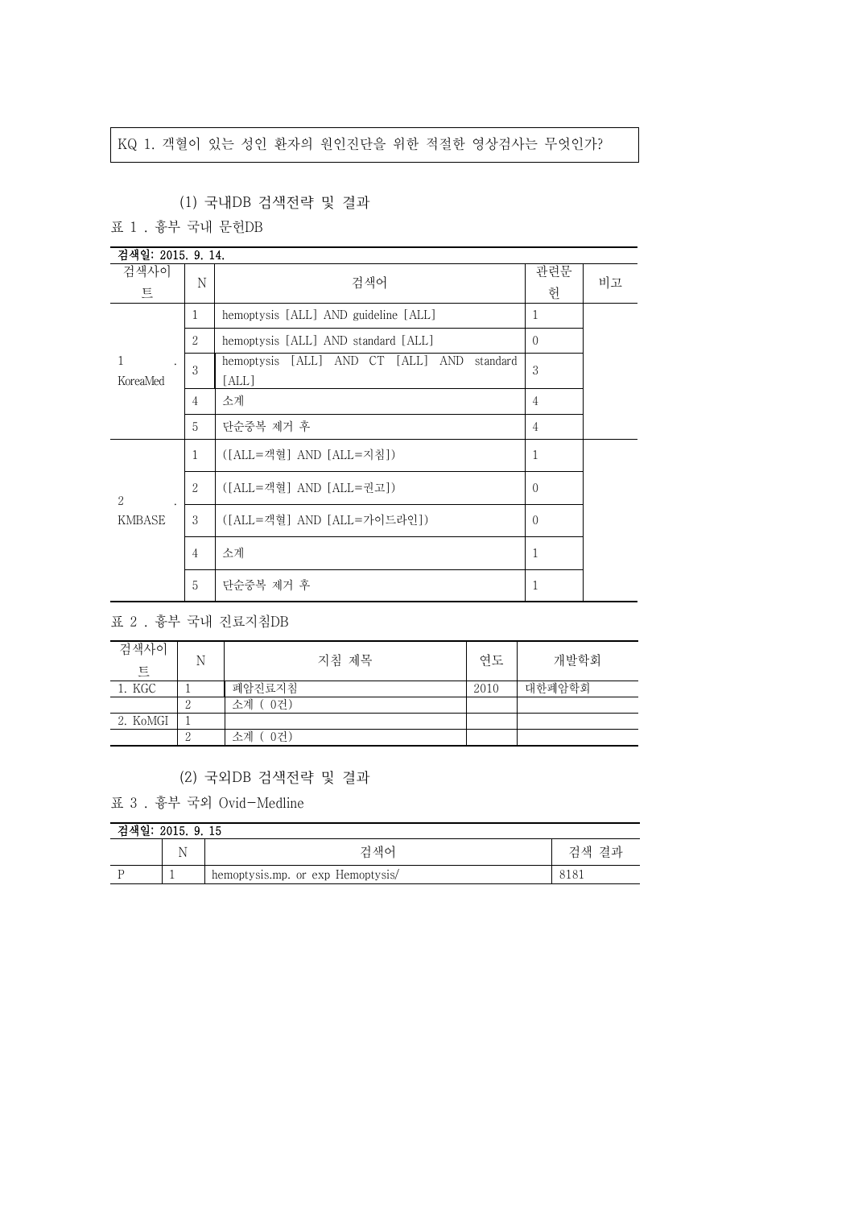KQ 1. 객혈이 있는 성인 환자의 원인진단을 위한 적절한 영상검사는 무엇인가?

(1) 국내DB 검색전략 및 결과

표 1 . 흉부 국내 문헌DB

| 검색일: 2015. 9. 14. | | | | |
|---|---|---|---|---|
| 검색사이트 | N | 검색어 | 관련문헌 | 비고 |
| 1. KoreaMed | 1 | hemoptysis [ALL] AND guideline [ALL] | 1 | |
| | 2 | hemoptysis [ALL] AND standard [ALL] | 0 | |
| | 3 | hemoptysis [ALL] AND CT [ALL] AND standard [ALL] | 3 | |
| | 4 | 소계 | 4 | |
| | 5 | 단순중복 제거 후 | 4 | |
| 2. KMBASE | 1 | ([ALL=객혈] AND [ALL=지침]) | 1 | |
| | 2 | ([ALL=객혈] AND [ALL=권고]) | 0 | |
| | 3 | ([ALL=객혈] AND [ALL=가이드라인]) | 0 | |
| | 4 | 소계 | 1 | |
| | 5 | 단순중복 제거 후 | 1 | |

표 2 . 흉부 국내 진료지침DB

| 검색사이트 | N | 지침 제목 | 연도 | 개발학회 |
|---|---|---|---|---|
| 1. KGC | 1 | 폐암진료지침 | 2010 | 대한폐암학회 |
| | 2 | 소계 ( 0건) | | |
| 2. KoMGI | 1 | | | |
| | 2 | 소계 ( 0건) | | |

(2) 국외DB 검색전략 및 결과

표 3 . 흉부 국외 Ovid-Medline

| 검색일: 2015. 9. 15 | | | |
|---|---|---|---|
| | N | 검색어 | 검색 결과 |
| P | 1 | hemoptysis.mp. or exp Hemoptysis/ | 8181 |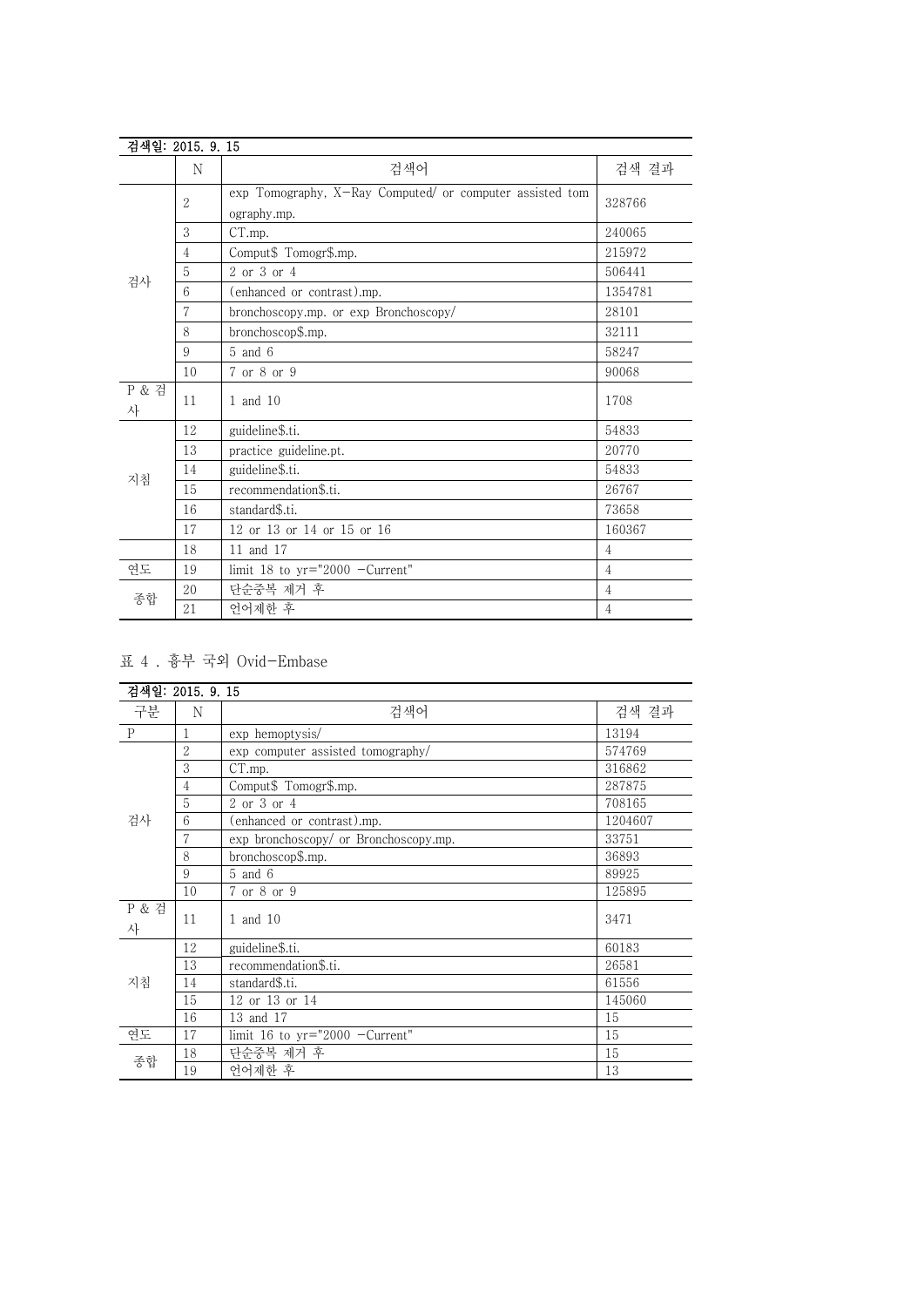| 검색일: 2015. 9. 15 | | | |
|---|---|---|---|
| | N | 검색어 | 검색 결과 |
| 검사 | 2 | exp Tomography, X-Ray Computed/ or computer assisted tomography.mp. | 328766 |
| | 3 | CT.mp. | 240065 |
| | 4 | Comput$ Tomogr$.mp. | 215972 |
| | 5 | 2 or 3 or 4 | 506441 |
| | 6 | (enhanced or contrast).mp. | 1354781 |
| | 7 | bronchoscopy.mp. or exp Bronchoscopy/ | 28101 |
| | 8 | bronchoscop$.mp. | 32111 |
| | 9 | 5 and 6 | 58247 |
| | 10 | 7 or 8 or 9 | 90068 |
| P & 검사 | 11 | 1 and 10 | 1708 |
| 지침 | 12 | guideline$.ti. | 54833 |
| | 13 | practice guideline.pt. | 20770 |
| | 14 | guideline$.ti. | 54833 |
| | 15 | recommendation$.ti. | 26767 |
| | 16 | standard$.ti. | 73658 |
| | 17 | 12 or 13 or 14 or 15 or 16 | 160367 |
| | 18 | 11 and 17 | 4 |
| 연도 | 19 | limit 18 to yr="2000 -Current" | 4 |
| 종합 | 20 | 단순중복 제거 후 | 4 |
| | 21 | 언어제한 후 | 4 |

표 4 . 흉부 국외 Ovid-Embase

| 검색일: 2015. 9. 15 | | | |
|---|---|---|---|
| 구분 | N | 검색어 | 검색 결과 |
| P | 1 | exp hemoptysis/ | 13194 |
| 검사 | 2 | exp computer assisted tomography/ | 574769 |
| | 3 | CT.mp. | 316862 |
| | 4 | Comput$ Tomogr$.mp. | 287875 |
| | 5 | 2 or 3 or 4 | 708165 |
| | 6 | (enhanced or contrast).mp. | 1204607 |
| | 7 | exp bronchoscopy/ or Bronchoscopy.mp. | 33751 |
| | 8 | bronchoscop$.mp. | 36893 |
| | 9 | 5 and 6 | 89925 |
| | 10 | 7 or 8 or 9 | 125895 |
| P & 검사 | 11 | 1 and 10 | 3471 |
| 지침 | 12 | guideline$.ti. | 60183 |
| | 13 | recommendation$.ti. | 26581 |
| | 14 | standard$.ti. | 61556 |
| | 15 | 12 or 13 or 14 | 145060 |
| | 16 | 13 and 17 | 15 |
| 연도 | 17 | limit 16 to yr="2000 -Current" | 15 |
| 종합 | 18 | 단순중복 제거 후 | 15 |
| | 19 | 언어제한 후 | 13 |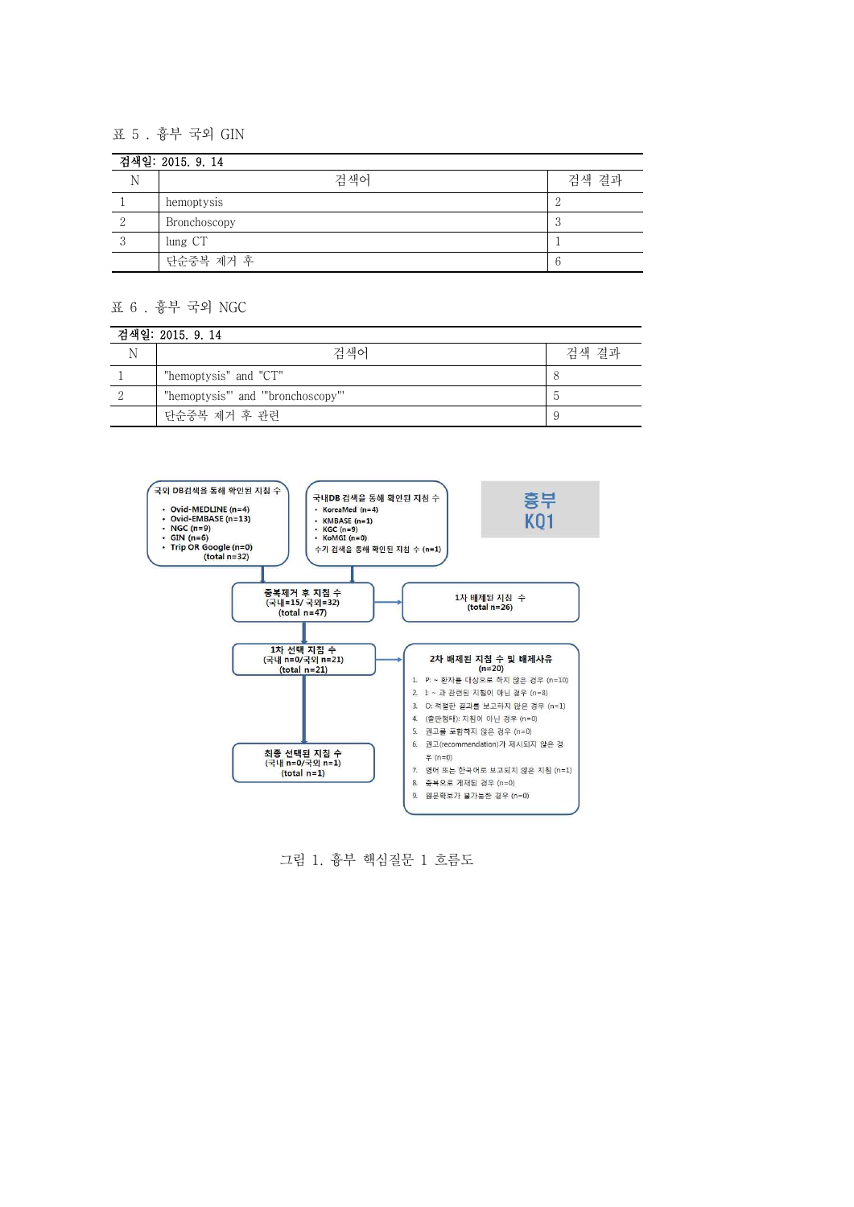표 5 . 흉부 국외 GIN

| 검색일: 2015. 9. 14 | | |
|---|---|---|
| N | 검색어 | 검색 결과 |
| 1 | hemoptysis | 2 |
| 2 | Bronchoscopy | 3 |
| 3 | lung CT | 1 |
| | 단순중복 제거 후 | 6 |

표 6 . 흉부 국외 NGC

| 검색일: 2015. 9. 14 | | |
|---|---|---|
| N | 검색어 | 검색 결과 |
| 1 | "hemoptysis" and "CT" | 8 |
| 2 | "hemoptysis"' and '"bronchoscopy"' | 5 |
| | 단순중복 제거 후 관련 | 9 |

흉부 KQ1

국외 DB검색을 통해 확인된 지침 수
- Ovid-MEDLINE (n=4)
- Ovid-EMBASE (n=13)
- NGC (n=9)
- GIN (n=6)
- Trip OR Google (n=0)

(total n=32)

국내DB 검색을 통해 확인된 지침 수
- KoreaMed (n=4)
- KMBASE (n=1)
- KGC (n=9)
- KoMGI (n=0)

수기 검색을 통해 확인된 지침 수 (n=1)

중복제거 후 지침 수
(국내=15/ 국외=32)
(total n=47)

1차 배제된 지침 수
(total n=26)

1차 선택 지침 수
(국내 n=0/국외 n=21)
(total n=21)

2차 배제된 지침 수 및 배제사유
(n=20)
1. P: ~ 환자를 대상으로 하지 않은 경우 (n=10)
2. I: ~ 과 관련된 지침이 아닌 경우 (n=8)
3. O: 적절한 결과를 보고하지 않은 경우 (n=1)
4. (출판형태): 지침이 아닌 경우 (n=0)
5. 권고를 포함하지 않은 경우 (n=0)
6. 권고(recommendation)가 제시되지 않은 경우 (n=0)
7. 영어 또는 한국어로 보고되지 않은 지침 (n=1)
8. 중복으로 게재된 경우 (n=0)
9. 원문확보가 불가능한 경우 (n=0)

최종 선택된 지침 수
(국내 n=0/국외 n=1)
(total n=1)

그림 1. 흉부 핵심질문 1 흐름도